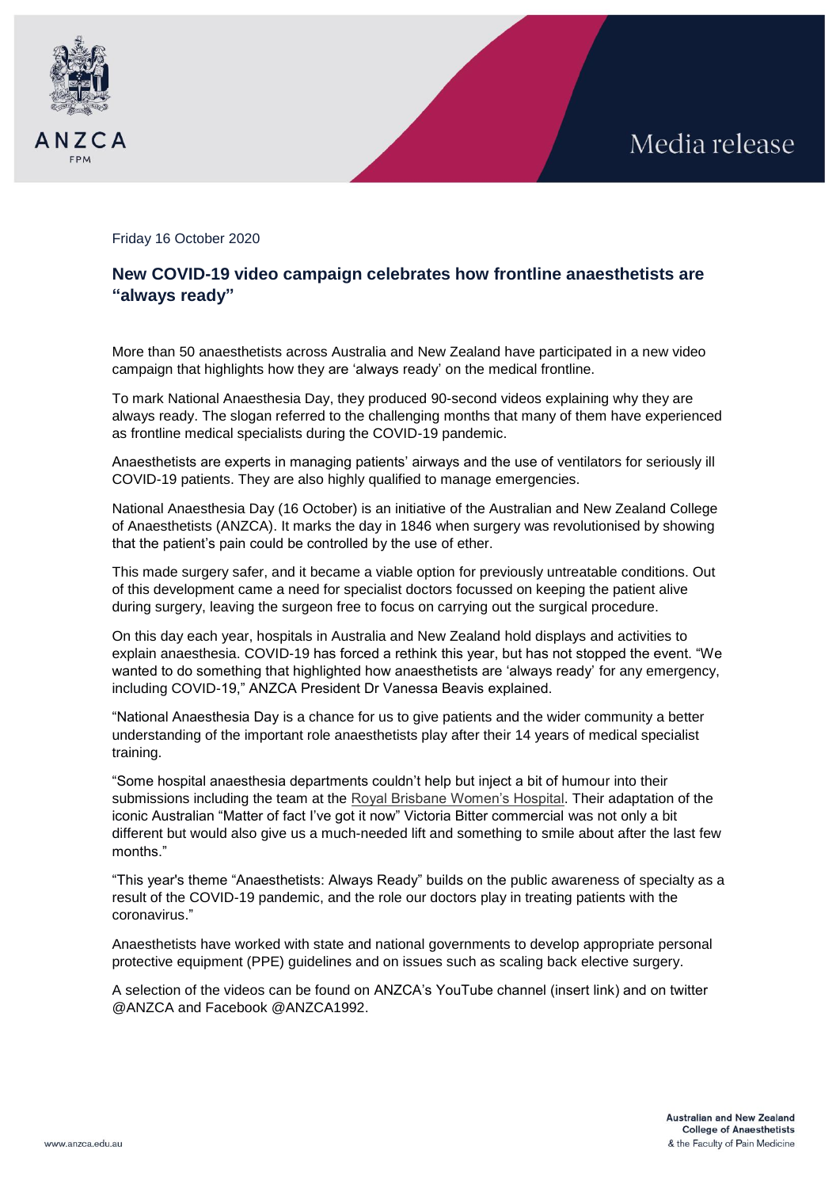Media release

Friday 16 October 2020

## New COVID-19 video campaign celebrates how frontline anaesthetists are "always ready"

More than 50 anaesthetists across Australia and New Zealand have participated in a new video campaign that highlights how they are 'always ready' on the medical frontline.

To mark National Anaesthesia Day, they produced 90-second videos explaining why they are always ready. The slogan referred to the challenging months that many of them have experienced as frontline medical specialists during the COVID-19 pandemic.

Anaesthetists are experts in managing patients' airways and the use of ventilators for seriously ill COVID-19 patients. They are also highly qualified to manage emergencies.

National Anaesthesia Day (16 October) is an initiative of the Australian and New Zealand College of Anaesthetists (ANZCA). It marks the day in 1846 when surgery was revolutionised by showing that the patient's pain could be controlled by the use of ether.

This made surgery safer, and it became a viable option for previously untreatable conditions. Out of this development came a need for specialist doctors focussed on keeping the patient alive during surgery, leaving the surgeon free to focus on carrying out the surgical procedure.

On this day each year, hospitals in Australia and New Zealand hold displays and activities to explain anaesthesia. COVID-19 has forced a rethink this year, but has not stopped the event. "We wanted to do something that highlighted how anaesthetists are 'always ready' for any emergency, including COVID-19," ANZCA President Dr Vanessa Beavis explained.

"National Anaesthesia Day is a chance for us to give patients and the wider community a better understanding of the important role anaesthetists play after their 14 years of medical specialist training.

"Some hospital anaesthesia departments couldn't help but inject a bit of humour into their submissions including the team at the Royal Brisbane Women's Hospital. Their adaptation of the iconic Australian "Matter of fact I've got it now" Victoria Bitter commercial was not only a bit different but would also give us a much-needed lift and something to smile about after the last few months."

"This year's theme "Anaesthetists: Always Ready" builds on the public awareness of specialty as a result of the COVID-19 pandemic, and the role our doctors play in treating patients with the coronavirus."

Anaesthetists have worked with state and national governments to develop appropriate personal protective equipment (PPE) guidelines and on issues such as scaling back elective surgery.

A selection of the videos can be found on ANZCA's YouTube channel (insert link) and on twitter @ANZCA and Facebook @ANZCA1992.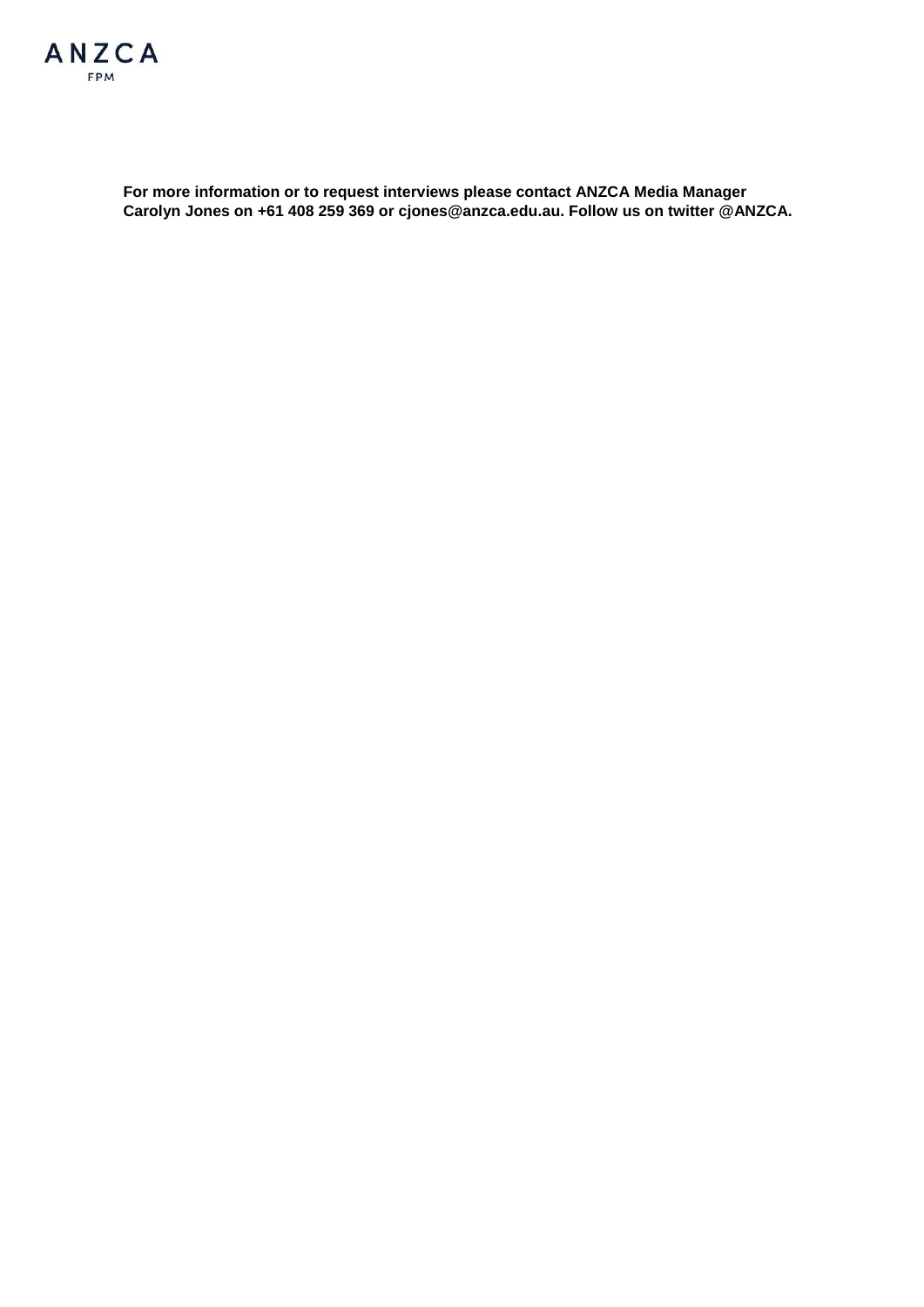**For more information or to request interviews please contact ANZCA Media Manager Carolyn Jones on +61 408 259 369 or cjones@anzca.edu.au. Follow us on twitter @ANZCA.**